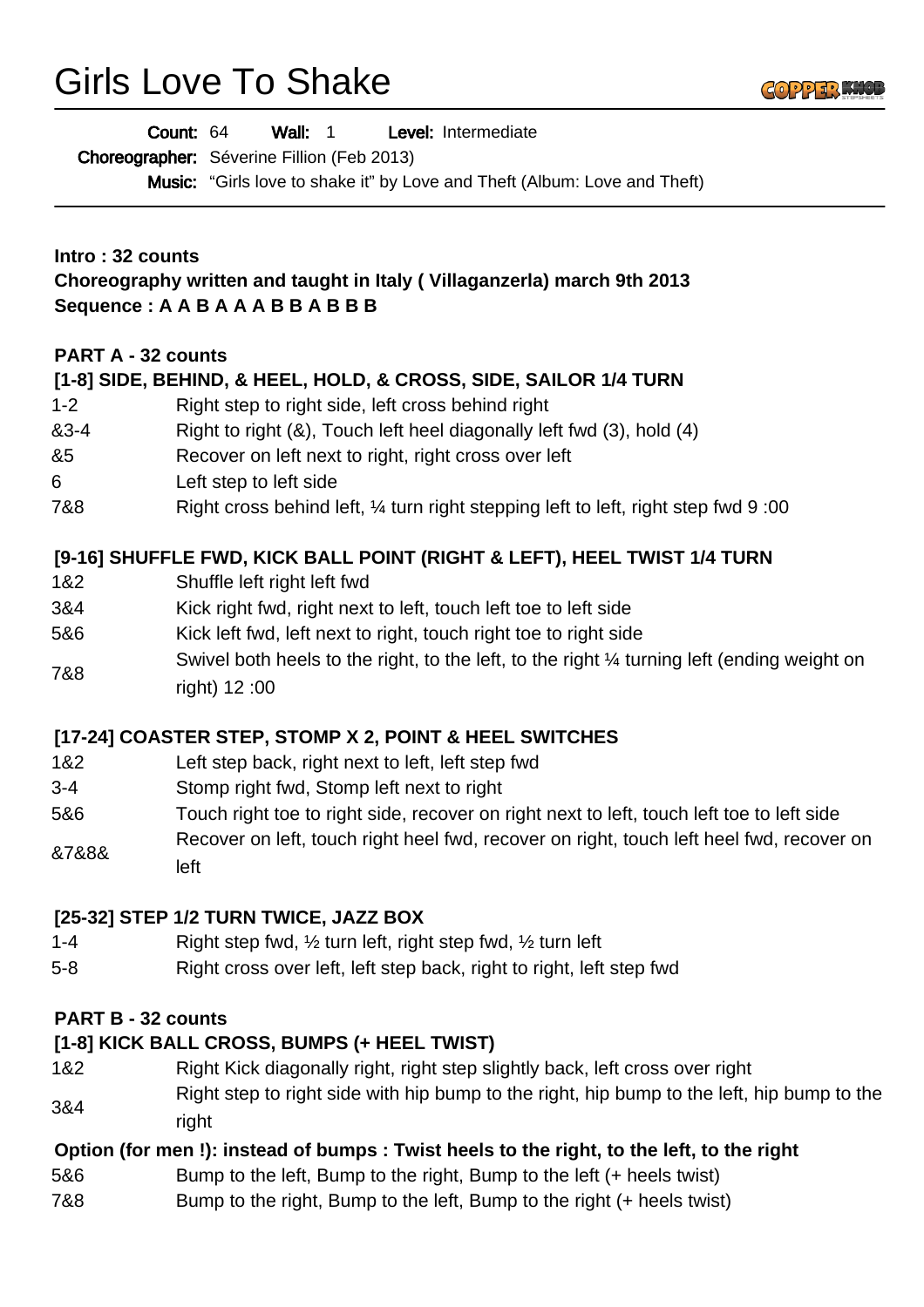# Girls Love To Shake

**Count:** 64 **Wall:** 1 **Level:** Intermediate

**Choreographer:** Séverine Fillion (Feb 2013)

**Music:** "Girls love to shake it" by Love and Theft (Album: Love and Theft)

---

**Intro : 32 counts**

**Choreography written and taught in Italy ( Villaganzerla) march 9th 2013**

**Sequence : A A B A A A B B A B B B**

## PART A - 32 counts

### [1-8] SIDE, BEHIND, & HEEL, HOLD, & CROSS, SIDE, SAILOR 1/4 TURN

| | |
|---|---|
| 1-2 | Right step to right side, left cross behind right |
| &3-4 | Right to right (&), Touch left heel diagonally left fwd (3), hold (4) |
| &5 | Recover on left next to right, right cross over left |
| 6 | Left step to left side |
| 7&8 | Right cross behind left, ¼ turn right stepping left to left, right step fwd 9 :00 |

### [9-16] SHUFFLE FWD, KICK BALL POINT (RIGHT & LEFT), HEEL TWIST 1/4 TURN

| | |
|---|---|
| 1&2 | Shuffle left right left fwd |
| 3&4 | Kick right fwd, right next to left, touch left toe to left side |
| 5&6 | Kick left fwd, left next to right, touch right toe to right side |
| 7&8 | Swivel both heels to the right, to the left, to the right ¼ turning left (ending weight on right) 12 :00 |

### [17-24] COASTER STEP, STOMP X 2, POINT & HEEL SWITCHES

| | |
|---|---|
| 1&2 | Left step back, right next to left, left step fwd |
| 3-4 | Stomp right fwd, Stomp left next to right |
| 5&6 | Touch right toe to right side, recover on right next to left, touch left toe to left side |
| &7&8& | Recover on left, touch right heel fwd, recover on right, touch left heel fwd, recover on left |

### [25-32] STEP 1/2 TURN TWICE, JAZZ BOX

| | |
|---|---|
| 1-4 | Right step fwd, ½ turn left, right step fwd, ½ turn left |
| 5-8 | Right cross over left, left step back, right to right, left step fwd |

## PART B - 32 counts

### [1-8] KICK BALL CROSS, BUMPS (+ HEEL TWIST)

| | |
|---|---|
| 1&2 | Right Kick diagonally right, right step slightly back, left cross over right |
| 3&4 | Right step to right side with hip bump to the right, hip bump to the left, hip bump to the right |

**Option (for men !): instead of bumps : Twist heels to the right, to the left, to the right**

| | |
|---|---|
| 5&6 | Bump to the left, Bump to the right, Bump to the left (+ heels twist) |
| 7&8 | Bump to the right, Bump to the left, Bump to the right (+ heels twist) |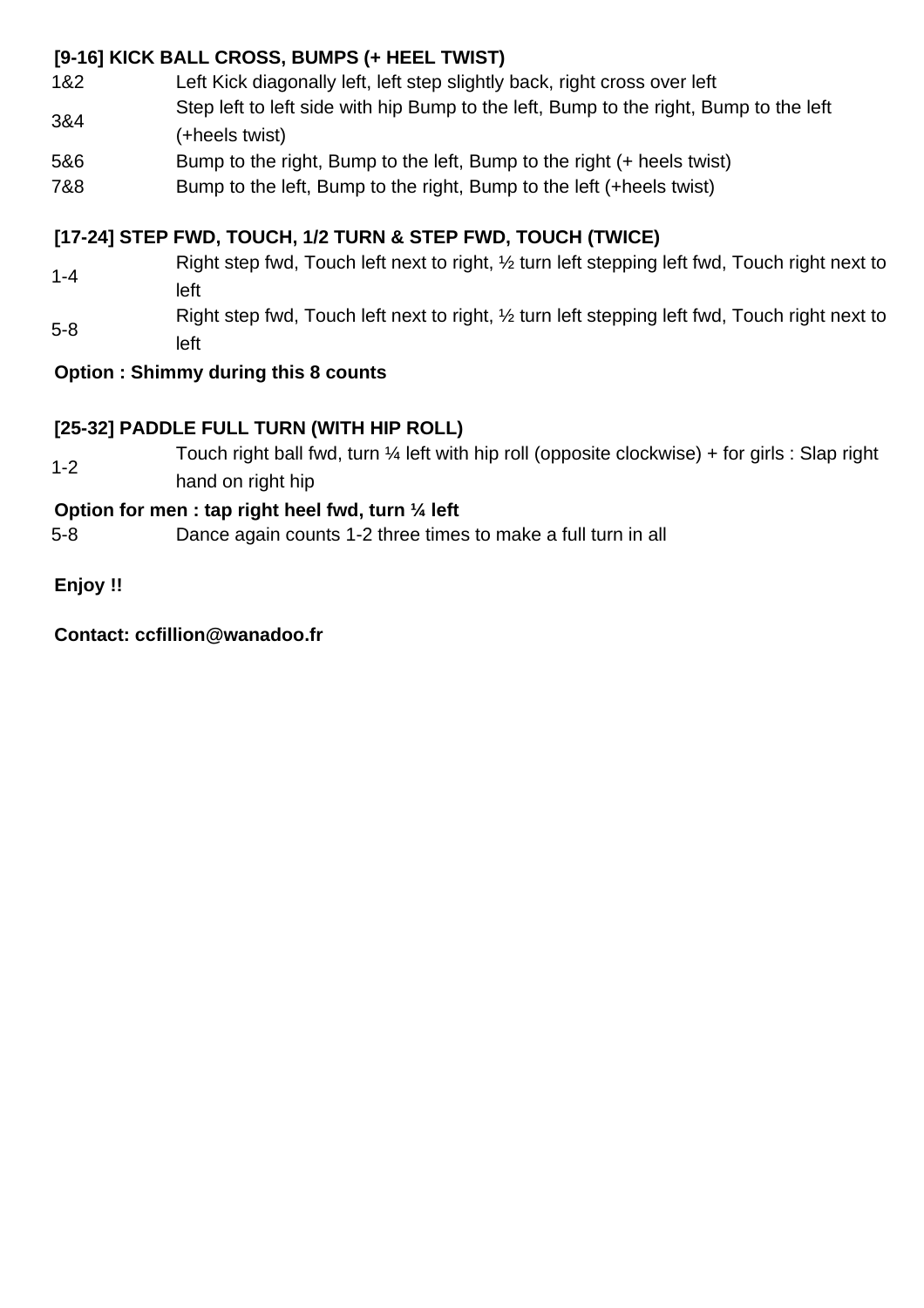**[9-16] KICK BALL CROSS, BUMPS (+ HEEL TWIST)**

| | |
|---|---|
| 1&2 | Left Kick diagonally left, left step slightly back, right cross over left |
| 3&4 | Step left to left side with hip Bump to the left, Bump to the right, Bump to the left (+heels twist) |
| 5&6 | Bump to the right, Bump to the left, Bump to the right (+ heels twist) |
| 7&8 | Bump to the left, Bump to the right, Bump to the left (+heels twist) |

**[17-24] STEP FWD, TOUCH, 1/2 TURN & STEP FWD, TOUCH (TWICE)**

| | |
|---|---|
| 1-4 | Right step fwd, Touch left next to right, ½ turn left stepping left fwd, Touch right next to left |
| 5-8 | Right step fwd, Touch left next to right, ½ turn left stepping left fwd, Touch right next to left |

**Option : Shimmy during this 8 counts**

**[25-32] PADDLE FULL TURN (WITH HIP ROLL)**

| | |
|---|---|
| 1-2 | Touch right ball fwd, turn ¼ left with hip roll (opposite clockwise) + for girls : Slap right hand on right hip |

**Option for men : tap right heel fwd, turn ¼ left**

| | |
|---|---|
| 5-8 | Dance again counts 1-2 three times to make a full turn in all |

**Enjoy !!**

**Contact: ccfillion@wanadoo.fr**